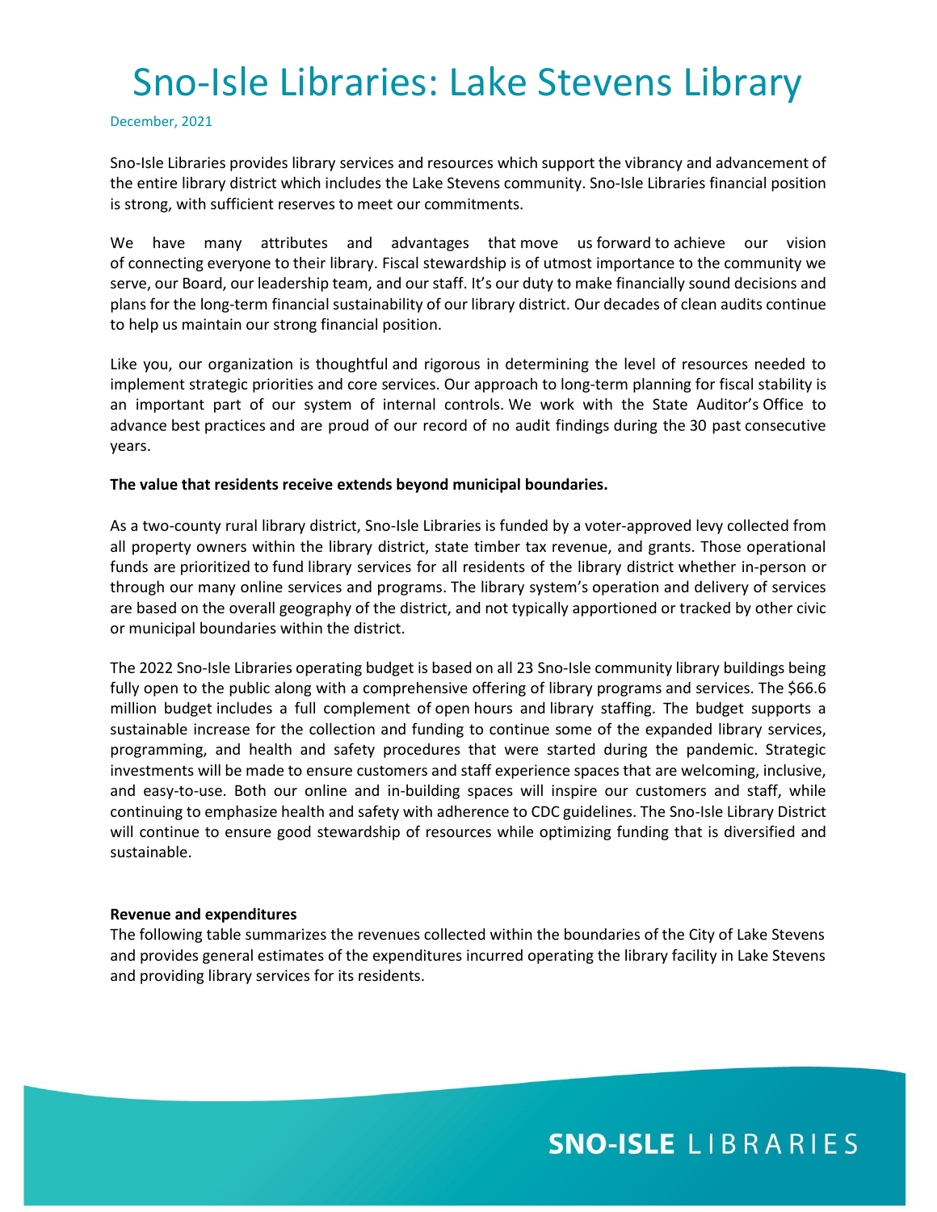# Sno-Isle Libraries: Lake Stevens Library

December, 2021

Sno-Isle Libraries provides library services and resources which support the vibrancy and advancement of the entire library district which includes the Lake Stevens community. Sno-Isle Libraries financial position is strong, with sufficient reserves to meet our commitments.

We have many attributes and advantages that move us forward to achieve our vision of connecting everyone to their library. Fiscal stewardship is of utmost importance to the community we serve, our Board, our leadership team, and our staff. It's our duty to make financially sound decisions and plans for the long-term financial sustainability of our library district. Our decades of clean audits continue to help us maintain our strong financial position.

Like you, our organization is thoughtful and rigorous in determining the level of resources needed to implement strategic priorities and core services. Our approach to long-term planning for fiscal stability is an important part of our system of internal controls. We work with the State Auditor's Office to advance best practices and are proud of our record of no audit findings during the 30 past consecutive years.

**The value that residents receive extends beyond municipal boundaries.**

As a two-county rural library district, Sno-Isle Libraries is funded by a voter-approved levy collected from all property owners within the library district, state timber tax revenue, and grants. Those operational funds are prioritized to fund library services for all residents of the library district whether in-person or through our many online services and programs. The library system's operation and delivery of services are based on the overall geography of the district, and not typically apportioned or tracked by other civic or municipal boundaries within the district.

The 2022 Sno-Isle Libraries operating budget is based on all 23 Sno-Isle community library buildings being fully open to the public along with a comprehensive offering of library programs and services. The $66.6 million budget includes a full complement of open hours and library staffing. The budget supports a sustainable increase for the collection and funding to continue some of the expanded library services, programming, and health and safety procedures that were started during the pandemic. Strategic investments will be made to ensure customers and staff experience spaces that are welcoming, inclusive, and easy-to-use. Both our online and in-building spaces will inspire our customers and staff, while continuing to emphasize health and safety with adherence to CDC guidelines. The Sno-Isle Library District will continue to ensure good stewardship of resources while optimizing funding that is diversified and sustainable.

**Revenue and expenditures**

The following table summarizes the revenues collected within the boundaries of the City of Lake Stevens and provides general estimates of the expenditures incurred operating the library facility in Lake Stevens and providing library services for its residents.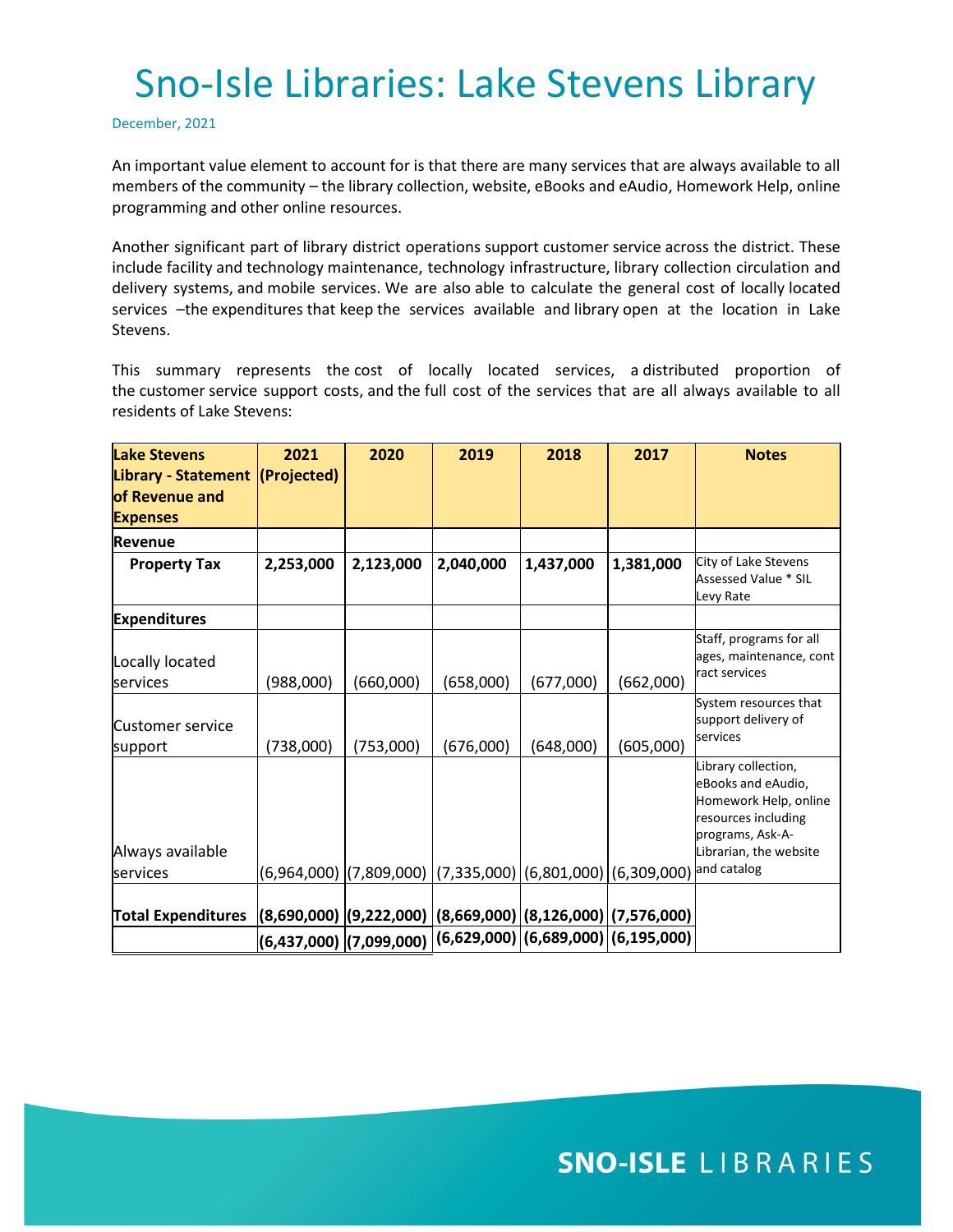# Sno-Isle Libraries: Lake Stevens Library

December, 2021

An important value element to account for is that there are many services that are always available to all members of the community – the library collection, website, eBooks and eAudio, Homework Help, online programming and other online resources.

Another significant part of library district operations support customer service across the district. These include facility and technology maintenance, technology infrastructure, library collection circulation and delivery systems, and mobile services. We are also able to calculate the general cost of locally located services –the expenditures that keep the services available and library open at the location in Lake Stevens.

This summary represents the cost of locally located services, a distributed proportion of the customer service support costs, and the full cost of the services that are all always available to all residents of Lake Stevens:

| **Lake Stevens Library - Statement of Revenue and Expenses** | **2021 (Projected)** | **2020** | **2019** | **2018** | **2017** | **Notes** |
|---|---|---|---|---|---|---|
| **Revenue** | | | | | | |
| **Property Tax** | **2,253,000** | **2,123,000** | **2,040,000** | **1,437,000** | **1,381,000** | City of Lake Stevens Assessed Value * SIL Levy Rate |
| **Expenditures** | | | | | | |
| Locally located services | (988,000) | (660,000) | (658,000) | (677,000) | (662,000) | Staff, programs for all ages, maintenance, contract services |
| Customer service support | (738,000) | (753,000) | (676,000) | (648,000) | (605,000) | System resources that support delivery of services |
| Always available services | (6,964,000) | (7,809,000) | (7,335,000) | (6,801,000) | (6,309,000) | Library collection, eBooks and eAudio, Homework Help, online resources including programs, Ask-A-Librarian, the website and catalog |
| **Total Expenditures** | **(8,690,000)** | **(9,222,000)** | **(8,669,000)** | **(8,126,000)** | **(7,576,000)** | |
| | **(6,437,000)** | **(7,099,000)** | **(6,629,000)** | **(6,689,000)** | **(6,195,000)** | |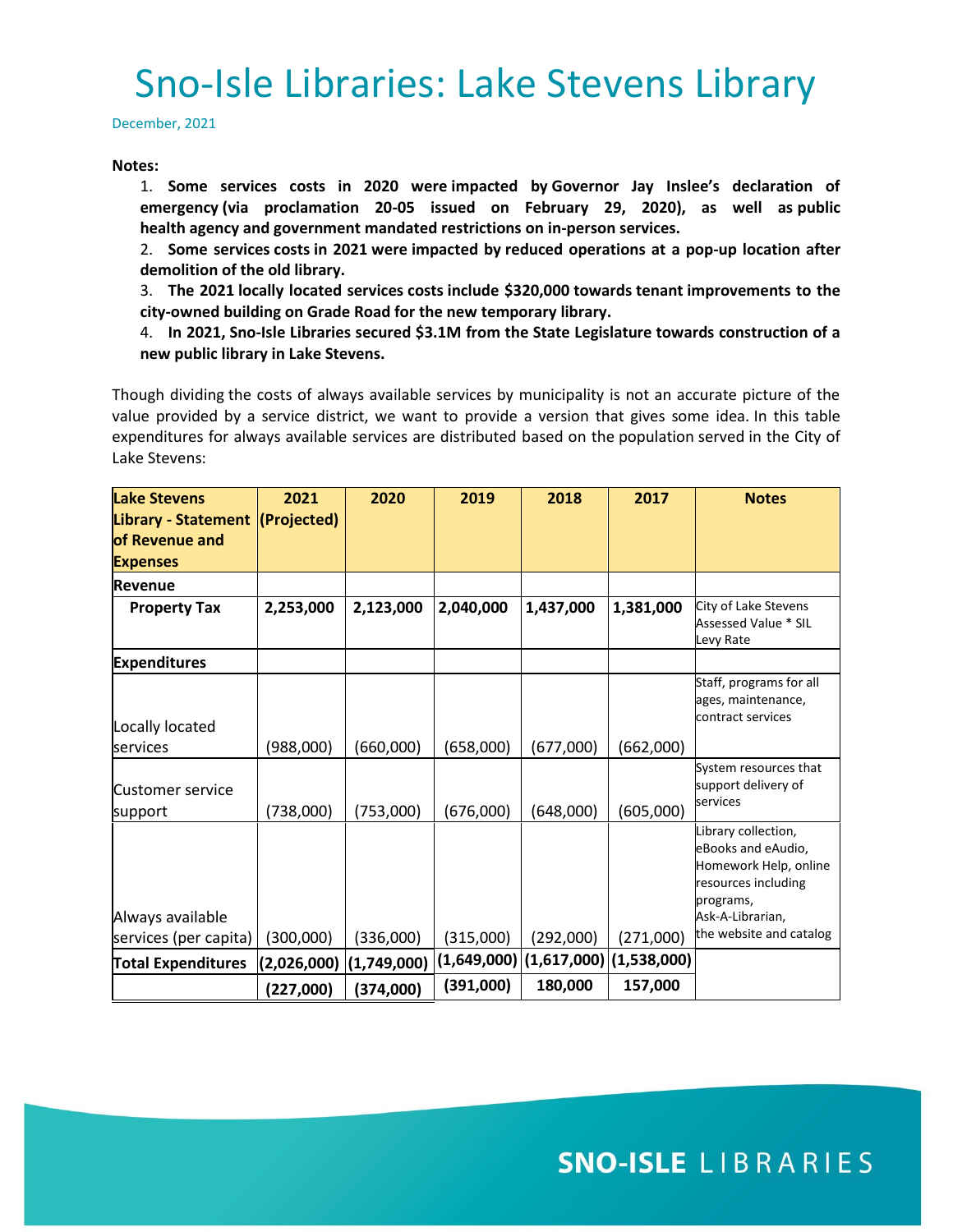# Sno-Isle Libraries: Lake Stevens Library

December, 2021

**Notes:**

1. **Some services costs in 2020 were impacted by Governor Jay Inslee's declaration of emergency (via proclamation 20-05 issued on February 29, 2020), as well as public health agency and government mandated restrictions on in-person services.**
2. **Some services costs in 2021 were impacted by reduced operations at a pop-up location after demolition of the old library.**
3. **The 2021 locally located services costs include $320,000 towards tenant improvements to the city-owned building on Grade Road for the new temporary library.**
4. **In 2021, Sno-Isle Libraries secured $3.1M from the State Legislature towards construction of a new public library in Lake Stevens.**

Though dividing the costs of always available services by municipality is not an accurate picture of the value provided by a service district, we want to provide a version that gives some idea. In this table expenditures for always available services are distributed based on the population served in the City of Lake Stevens:

| Lake Stevens Library - Statement of Revenue and Expenses | 2021 (Projected) | 2020 | 2019 | 2018 | 2017 | Notes |
|---|---|---|---|---|---|---|
| **Revenue** | | | | | | |
| **Property Tax** | **2,253,000** | **2,123,000** | **2,040,000** | **1,437,000** | **1,381,000** | City of Lake Stevens Assessed Value * SIL Levy Rate |
| **Expenditures** | | | | | | |
| Locally located services | (988,000) | (660,000) | (658,000) | (677,000) | (662,000) | Staff, programs for all ages, maintenance, contract services |
| Customer service support | (738,000) | (753,000) | (676,000) | (648,000) | (605,000) | System resources that support delivery of services |
| Always available services (per capita) | (300,000) | (336,000) | (315,000) | (292,000) | (271,000) | Library collection, eBooks and eAudio, Homework Help, online resources including programs, Ask-A-Librarian, the website and catalog |
| **Total Expenditures** | **(2,026,000)** | **(1,749,000)** | **(1,649,000)** | **(1,617,000)** | **(1,538,000)** | |
| | **(227,000)** | **(374,000)** | **(391,000)** | **180,000** | **157,000** | |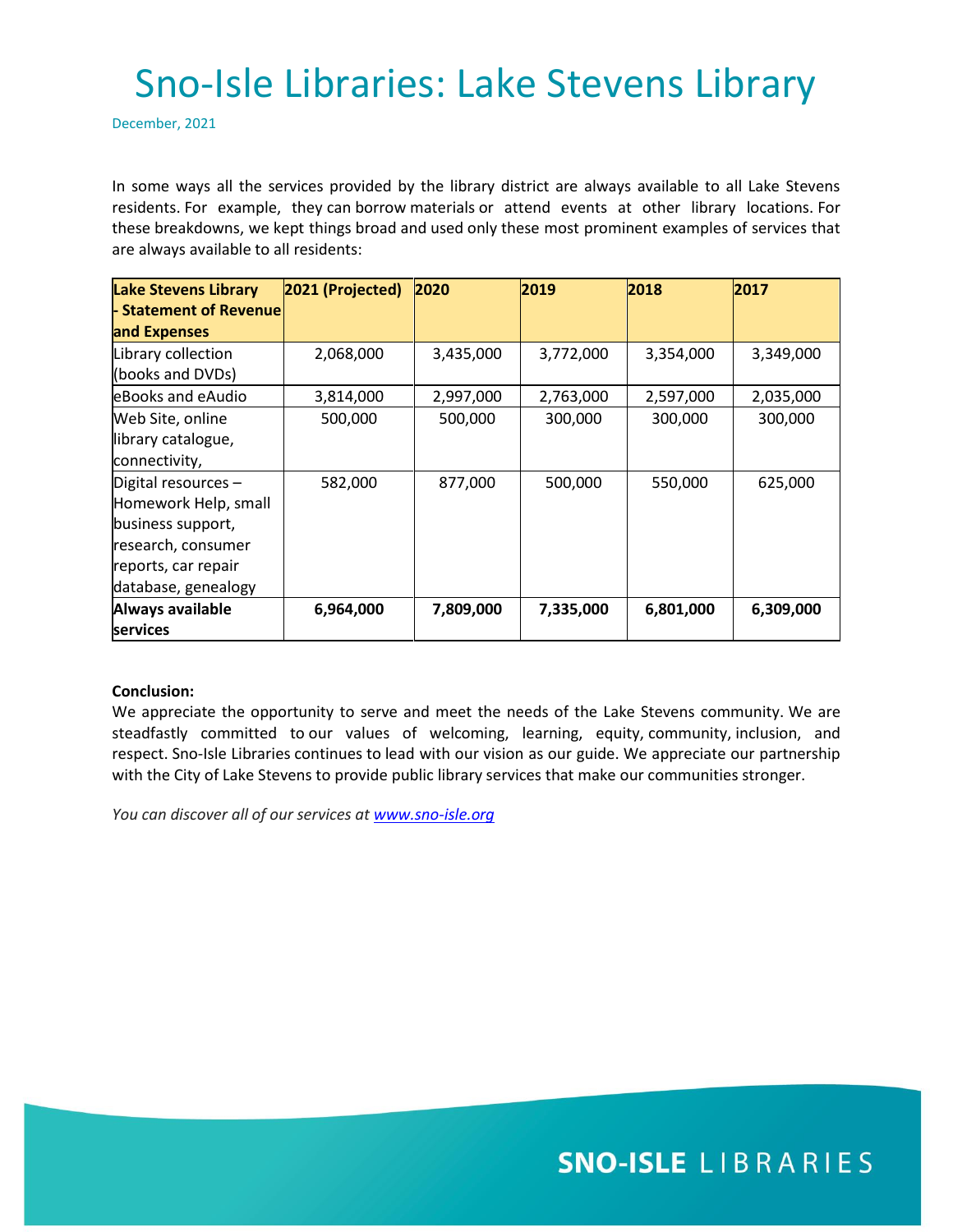# Sno-Isle Libraries: Lake Stevens Library

December, 2021

In some ways all the services provided by the library district are always available to all Lake Stevens residents. For example, they can borrow materials or attend events at other library locations. For these breakdowns, we kept things broad and used only these most prominent examples of services that are always available to all residents:

| Lake Stevens Library - Statement of Revenue and Expenses | 2021 (Projected) | 2020 | 2019 | 2018 | 2017 |
|---|---|---|---|---|---|
| Library collection (books and DVDs) | 2,068,000 | 3,435,000 | 3,772,000 | 3,354,000 | 3,349,000 |
| eBooks and eAudio | 3,814,000 | 2,997,000 | 2,763,000 | 2,597,000 | 2,035,000 |
| Web Site, online library catalogue, connectivity, | 500,000 | 500,000 | 300,000 | 300,000 | 300,000 |
| Digital resources – Homework Help, small business support, research, consumer reports, car repair database, genealogy | 582,000 | 877,000 | 500,000 | 550,000 | 625,000 |
| **Always available services** | **6,964,000** | **7,809,000** | **7,335,000** | **6,801,000** | **6,309,000** |

**Conclusion:**
We appreciate the opportunity to serve and meet the needs of the Lake Stevens community. We are steadfastly committed to our values of welcoming, learning, equity, community, inclusion, and respect. Sno-Isle Libraries continues to lead with our vision as our guide. We appreciate our partnership with the City of Lake Stevens to provide public library services that make our communities stronger.

*You can discover all of our services at [www.sno-isle.org](www.sno-isle.org)*

SNO-ISLE LIBRARIES